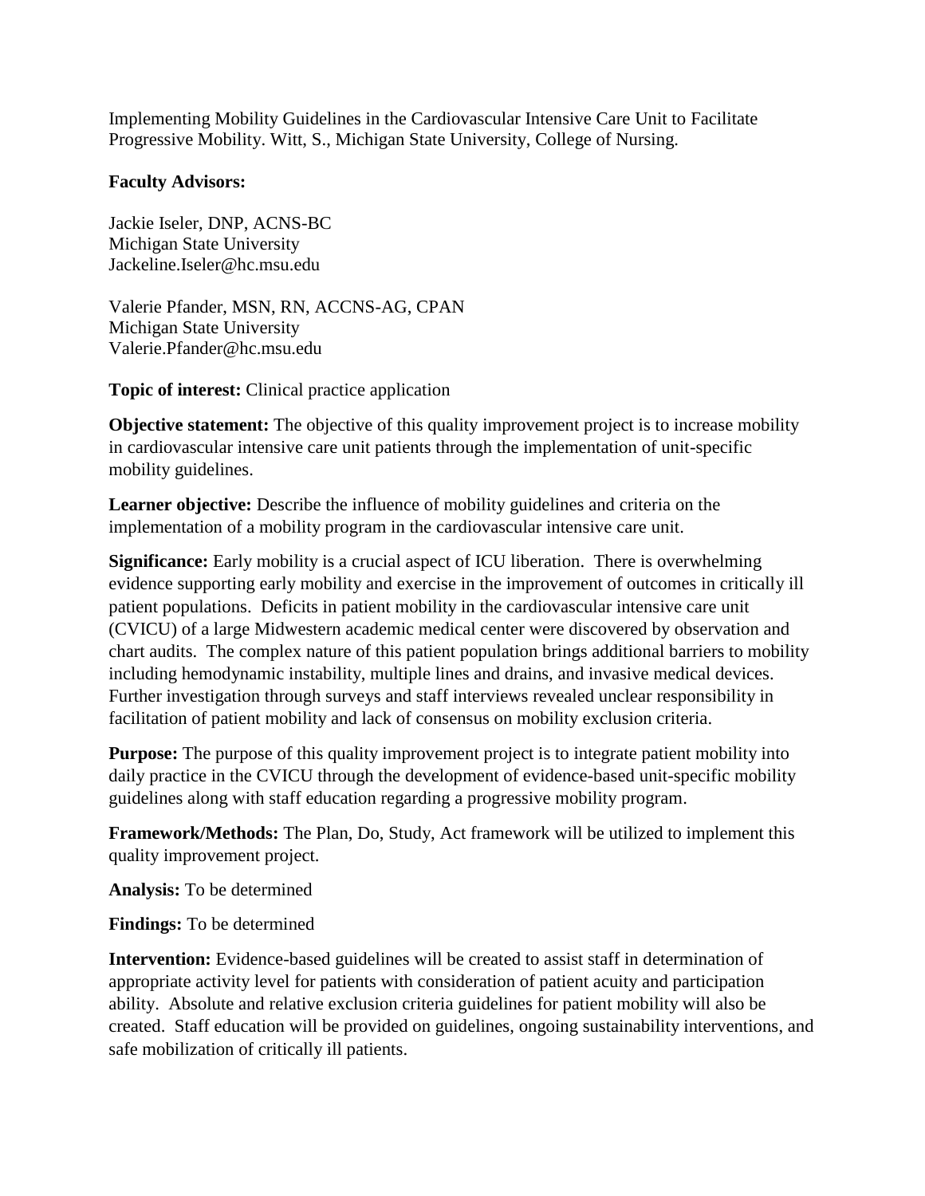Implementing Mobility Guidelines in the Cardiovascular Intensive Care Unit to Facilitate Progressive Mobility. Witt, S., Michigan State University, College of Nursing.

**Faculty Advisors:**

Jackie Iseler, DNP, ACNS-BC
Michigan State University
Jackeline.Iseler@hc.msu.edu

Valerie Pfander, MSN, RN, ACCNS-AG, CPAN
Michigan State University
Valerie.Pfander@hc.msu.edu

**Topic of interest:** Clinical practice application

**Objective statement:** The objective of this quality improvement project is to increase mobility in cardiovascular intensive care unit patients through the implementation of unit-specific mobility guidelines.

**Learner objective:** Describe the influence of mobility guidelines and criteria on the implementation of a mobility program in the cardiovascular intensive care unit.

**Significance:** Early mobility is a crucial aspect of ICU liberation. There is overwhelming evidence supporting early mobility and exercise in the improvement of outcomes in critically ill patient populations. Deficits in patient mobility in the cardiovascular intensive care unit (CVICU) of a large Midwestern academic medical center were discovered by observation and chart audits. The complex nature of this patient population brings additional barriers to mobility including hemodynamic instability, multiple lines and drains, and invasive medical devices. Further investigation through surveys and staff interviews revealed unclear responsibility in facilitation of patient mobility and lack of consensus on mobility exclusion criteria.

**Purpose:** The purpose of this quality improvement project is to integrate patient mobility into daily practice in the CVICU through the development of evidence-based unit-specific mobility guidelines along with staff education regarding a progressive mobility program.

**Framework/Methods:** The Plan, Do, Study, Act framework will be utilized to implement this quality improvement project.

**Analysis:** To be determined

**Findings:** To be determined

**Intervention:** Evidence-based guidelines will be created to assist staff in determination of appropriate activity level for patients with consideration of patient acuity and participation ability. Absolute and relative exclusion criteria guidelines for patient mobility will also be created. Staff education will be provided on guidelines, ongoing sustainability interventions, and safe mobilization of critically ill patients.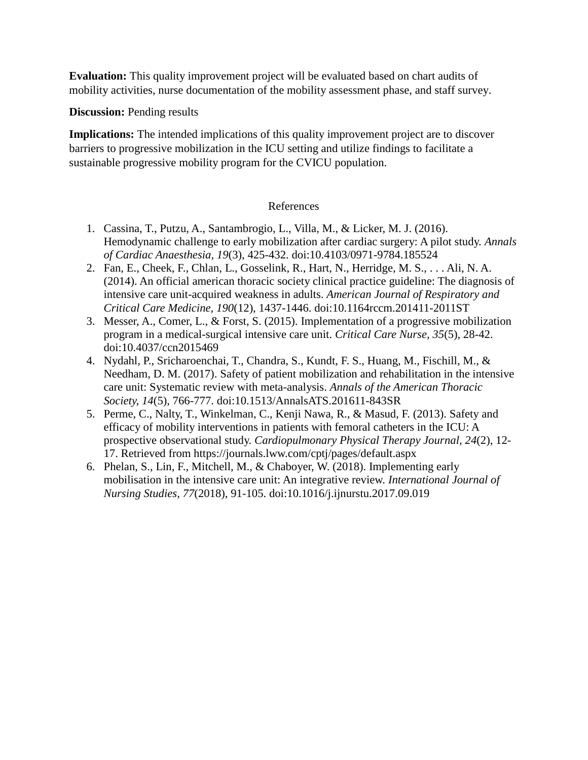**Evaluation:** This quality improvement project will be evaluated based on chart audits of mobility activities, nurse documentation of the mobility assessment phase, and staff survey.

**Discussion:** Pending results

**Implications:** The intended implications of this quality improvement project are to discover barriers to progressive mobilization in the ICU setting and utilize findings to facilitate a sustainable progressive mobility program for the CVICU population.

## References

1. Cassina, T., Putzu, A., Santambrogio, L., Villa, M., & Licker, M. J. (2016). Hemodynamic challenge to early mobilization after cardiac surgery: A pilot study. *Annals of Cardiac Anaesthesia, 19*(3), 425-432. doi:10.4103/0971-9784.185524
2. Fan, E., Cheek, F., Chlan, L., Gosselink, R., Hart, N., Herridge, M. S., . . . Ali, N. A. (2014). An official american thoracic society clinical practice guideline: The diagnosis of intensive care unit-acquired weakness in adults. *American Journal of Respiratory and Critical Care Medicine, 190*(12), 1437-1446. doi:10.1164rccm.201411-2011ST
3. Messer, A., Comer, L., & Forst, S. (2015). Implementation of a progressive mobilization program in a medical-surgical intensive care unit. *Critical Care Nurse, 35*(5), 28-42. doi:10.4037/ccn2015469
4. Nydahl, P., Sricharoenchai, T., Chandra, S., Kundt, F. S., Huang, M., Fischill, M., & Needham, D. M. (2017). Safety of patient mobilization and rehabilitation in the intensive care unit: Systematic review with meta-analysis. *Annals of the American Thoracic Society, 14*(5), 766-777. doi:10.1513/AnnalsATS.201611-843SR
5. Perme, C., Nalty, T., Winkelman, C., Kenji Nawa, R., & Masud, F. (2013). Safety and efficacy of mobility interventions in patients with femoral catheters in the ICU: A prospective observational study. *Cardiopulmonary Physical Therapy Journal, 24*(2), 12-17. Retrieved from https://journals.lww.com/cptj/pages/default.aspx
6. Phelan, S., Lin, F., Mitchell, M., & Chaboyer, W. (2018). Implementing early mobilisation in the intensive care unit: An integrative review. *International Journal of Nursing Studies, 77*(2018), 91-105. doi:10.1016/j.ijnurstu.2017.09.019